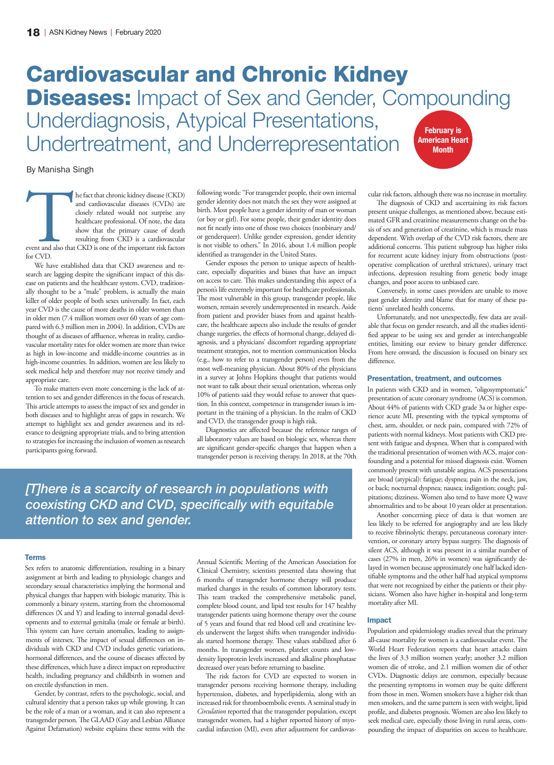# Cardiovascular and Chronic Kidney Diseases: Impact of Sex and Gender, Compounding Underdiagnosis, Atypical Presentations, Undertreatment, and Underrepresentation

**February is American Heart Month**

By Manisha Singh

The fact that chronic kidney disease (CKD) and cardiovascular diseases (CVDs) are closely related would not surprise any healthcare professional. Of note, the data show that the primary cause of death resulting from CKD is a cardiovascular event and also that CKD is one of the important risk factors for CVD.

We have established data that CKD awareness and research are lagging despite the significant impact of this disease on patients and the healthcare system. CVD, traditionally thought to be a "male" problem, is actually the main killer of older people of both sexes universally. In fact, each year CVD is the cause of more deaths in older women than in older men (7.4 million women over 60 years of age compared with 6.3 million men in 2004). In addition, CVDs are thought of as diseases of affluence, whereas in reality, cardiovascular mortality rates for older women are more than twice as high in low-income and middle-income countries as in high-income countries. In addition, women are less likely to seek medical help and therefore may not receive timely and appropriate care.

To make matters even more concerning is the lack of attention to sex and gender differences in the focus of research. This article attempts to assess the impact of sex and gender in both diseases and to highlight areas of gaps in research. We attempt to highlight sex and gender awareness and its relevance to designing appropriate trials, and to bring attention to strategies for increasing the inclusion of women as research participants going forward.

*[T]here is a scarcity of research in populations with coexisting CKD and CVD, specifically with equitable attention to sex and gender.*

### Terms

Sex refers to anatomic differentiation, resulting in a binary assignment at birth and leading to physiologic changes and secondary sexual characteristics implying the hormonal and physical changes that happen with biologic maturity. This is commonly a binary system, starting from the chromosomal differences (X and Y) and leading to internal gonadal developments and to external genitalia (male or female at birth). This system can have certain anomalies, leading to assignments of intersex. The impact of sexual differences on individuals with CKD and CVD includes genetic variations, hormonal differences, and the course of diseases affected by these differences, which have a direct impact on reproductive health, including pregnancy and childbirth in women and on erectile dysfunction in men.

Gender, by contrast, refers to the psychologic, social, and cultural identity that a person takes up while growing. It can be the role of a man or a woman, and it can also represent a transgender person. The GLAAD (Gay and Lesbian Alliance Against Defamation) website explains these terms with the following words: "For transgender people, their own internal gender identity does not match the sex they were assigned at birth. Most people have a gender identity of man or woman (or boy or girl). For some people, their gender identity does not fit neatly into one of those two choices (nonbinary and/or genderqueer). Unlike gender expression, gender identity is not visible to others." In 2016, about 1.4 million people identified as transgender in the United States.

Gender exposes the person to unique aspects of healthcare, especially disparities and biases that have an impact on access to care. This makes understanding this aspect of a person's life extremely important for healthcare professionals. The most vulnerable in this group, transgender people, like women, remain severely underrepresented in research. Aside from patient and provider biases from and against healthcare, the healthcare aspects also include the results of gender change surgeries, the effects of hormonal change, delayed diagnosis, and a physicians' discomfort regarding appropriate treatment strategies, not to mention communication blocks (e.g., how to refer to a transgender person) even from the most well-meaning physician. About 80% of the physicians in a survey at Johns Hopkins thought that patients would not want to talk about their sexual orientation, whereas only 10% of patients said they would refuse to answer that question. In this context, competence in transgender issues is important in the training of a physician. In the realm of CKD and CVD, the transgender group is high risk.

Diagnostics are affected because the reference ranges of all laboratory values are based on biologic sex, whereas there are significant gender-specific changes that happen when a transgender person is receiving therapy. In 2018, at the 70th Annual Scientific Meeting of the American Association for Clinical Chemistry, scientists presented data showing that 6 months of transgender hormone therapy will produce marked changes in the results of common laboratory tests. This team tracked the comprehensive metabolic panel, complete blood count, and lipid test results for 147 healthy transgender patients using hormone therapy over the course of 5 years and found that red blood cell and creatinine levels underwent the largest shifts when transgender individuals started hormone therapy. These values stabilized after 6 months. In transgender women, platelet counts and low-density lipoprotein levels increased and alkaline phosphatase decreased over years before returning to baseline.

The risk factors for CVD are expected to worsen in transgender persons receiving hormone therapy, including hypertension, diabetes, and hyperlipidemia, along with an increased risk for thromboembolic events. A seminal study in *Circulation* reported that the transgender population, except transgender women, had a higher reported history of myocardial infarction (MI), even after adjustment for cardiovascular risk factors, although there was no increase in mortality.

The diagnosis of CKD and ascertaining its risk factors present unique challenges, as mentioned above, because estimated GFR and creatinine measurements change on the basis of sex and generation of creatinine, which is muscle mass dependent. With overlap of the CVD risk factors, there are additional concerns. This patient subgroup has higher risks for recurrent acute kidney injury from obstructions (postoperative complication of urethral strictures), urinary tract infections, depression resulting from genetic body image changes, and poor access to unbiased care.

Conversely, in some cases providers are unable to move past gender identity and blame that for many of these patients' unrelated health concerns.

Unfortunately, and not unexpectedly, few data are available that focus on gender research, and all the studies identified appear to be using sex and gender as interchangeable entities, limiting our review to binary gender difference. From here onward, the discussion is focused on binary sex difference.

### Presentation, treatment, and outcomes

In patients with CKD and in women, "oligosymptomatic" presentation of acute coronary syndrome (ACS) is common. About 44% of patients with CKD grade 3a or higher experience acute MI, presenting with the typical symptoms of chest, arm, shoulder, or neck pain, compared with 72% of patients with normal kidneys. Most patients with CKD present with fatigue and dyspnea. When that is compared with the traditional presentation of women with ACS, major confounding and a potential for missed diagnosis exist. Women commonly present with unstable angina. ACS presentations are broad (atypical): fatigue; dyspnea; pain in the neck, jaw, or back; nocturnal dyspnea; nausea; indigestion; cough; palpitations; dizziness. Women also tend to have more Q wave abnormalities and to be about 10 years older at presentation.

Another concerning piece of data is that women are less likely to be referred for angiography and are less likely to receive fibrinolytic therapy, percutaneous coronary intervention, or coronary artery bypass surgery. The diagnosis of silent ACS, although it was present in a similar number of cases (27% in men, 26% in women) was significantly delayed in women because approximately one half lacked identifiable symptoms and the other half had atypical symptoms that were not recognized by either the patients or their physicians. Women also have higher in-hospital and long-term mortality after MI.

### Impact

Population and epidemiology studies reveal that the primary all-cause mortality for women is a cardiovascular event. The World Heart Federation reports that heart attacks claim the lives of 3.3 million women yearly; another 3.2 million women die of stroke, and 2.1 million women die of other CVDs. Diagnostic delays are common, especially because the presenting symptoms in women may be quite different from those in men. Women smokers have a higher risk than men smokers, and the same pattern is seen with weight, lipid profile, and diabetes prognosis. Women are also less likely to seek medical care, especially those living in rural areas, compounding the impact of disparities on access to healthcare.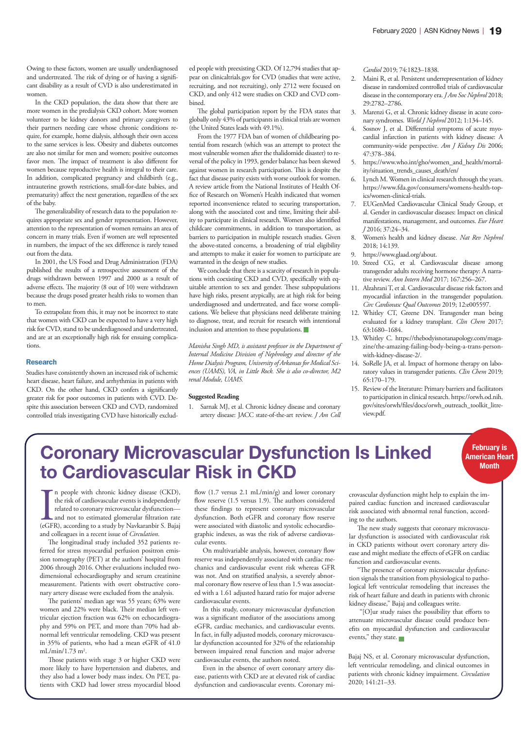Owing to these factors, women are usually underdiagnosed and undertreated. The risk of dying or of having a significant disability as a result of CVD is also underestimated in women.

In the CKD population, the data show that there are more women in the predialysis CKD cohort. More women volunteer to be kidney donors and primary caregivers to their partners needing care whose chronic conditions require, for example, home dialysis, although their own access to the same services is less. Obesity and diabetes outcomes are also not similar for men and women; positive outcomes favor men. The impact of treatment is also different for women because reproductive health is integral to their care. In addition, complicated pregnancy and childbirth (e.g., intrauterine growth restrictions, small-for-date babies, and prematurity) affect the next generation, regardless of the sex of the baby.

The generalizability of research data to the population requires appropriate sex and gender representation. However, attention to the representation of women remains an area of concern in many trials. Even if women are well represented in numbers, the impact of the sex difference is rarely teased out from the data.

In 2001, the US Food and Drug Administration (FDA) published the results of a retrospective assessment of the drugs withdrawn between 1997 and 2000 as a result of adverse effects. The majority (8 out of 10) were withdrawn because the drugs posed greater health risks to women than to men.

To extrapolate from this, it may not be incorrect to state that women with CKD can be expected to have a very high risk for CVD, stand to be underdiagnosed and undertreated, and are at an exceptionally high risk for ensuing complications.

### Research

Studies have consistently shown an increased risk of ischemic heart disease, heart failure, and arrhythmias in patients with CKD. On the other hand, CKD confers a significantly greater risk for poor outcomes in patients with CVD. Despite this association between CKD and CVD, randomized controlled trials investigating CVD have historically excluded people with preexisting CKD. Of 12,794 studies that appear on clinicaltrials.gov for CVD (studies that were active, recruiting, and not recruiting), only 2712 were focused on CKD, and only 412 were studies on CKD and CVD combined.

The global participation report by the FDA states that globally only 43% of participants in clinical trials are women (the United States leads with 49.1%).

From the 1977 FDA ban of women of childbearing potential from research (which was an attempt to protect the most vulnerable women after the thalidomide disaster) to reversal of the policy in 1993, gender balance has been skewed against women in research participation. This is despite the fact that disease parity exists with worse outlook for women. A review article from the National Institutes of Health Office of Research on Women's Health indicated that women reported inconvenience related to securing transportation, along with the associated cost and time, limiting their ability to participate in clinical research. Women also identified childcare commitments, in addition to transportation, as barriers to participation in multiple research studies. Given the above-stated concerns, a broadening of trial eligibility and attempts to make it easier for women to participate are warranted in the design of new studies.

We conclude that there is a scarcity of research in populations with coexisting CKD and CVD, specifically with equitable attention to sex and gender. These subpopulations have high risks, present atypically, are at high risk for being underdiagnosed and undertreated, and face worse complications. We believe that physicians need deliberate training to diagnose, treat, and recruit for research with intentional inclusion and attention to these populations.

*Manisha Singh MD, is assistant professor in the Department of Internal Medicine Division of Nephrology and director of the Home Dialysis Program, University of Arkansas for Medical Sciences (UAMS), VA, in Little Rock. She is also co-director, M2 renal Module, UAMS.*

**Suggested Reading**

1. Sarnak MJ, et al. Chronic kidney disease and coronary artery disease: JACC state-of-the-art review. *J Am Coll Cardiol* 2019; 74:1823–1838.
2. Maini R, et al. Persistent underrepresentation of kidney disease in randomized controlled trials of cardiovascular disease in the contemporary era. *J Am Soc Nephrol* 2018; 29:2782–2786.
3. Marenzi G, et al. Chronic kidney disease in acute coronary syndromes. *World J Nephrol* 2012; 1:134–145.
4. Sosnov J, et al. Differential symptoms of acute myocardial infarction in patients with kidney disease: A community-wide perspective. *Am J Kidney Dis* 2006; 47:378–384.
5. https://www.who.int/gho/women_and_health/mortality/situation_trends_causes_death/en/
6. Lynch M. Women in clinical research through the years. https://www.fda.gov/consumers/womens-health-topics/women-clinical-trials.
7. EUGenMed Cardiovascular Clinical Study Group, et al. Gender in cardiovascular diseases: Impact on clinical manifestations, management, and outcomes. *Eur Heart J* 2016; 37:24–34.
8. Women's health and kidney disease. *Nat Rev Nephrol* 2018; 14:139.
9. https://www.glaad.org/about.
10. Streed CG, et al. Cardiovascular disease among transgender adults receiving hormone therapy: A narrative review. *Ann Intern Med* 2017; 167:256–267.
11. Alzahrani T, et al. Cardiovascular disease risk factors and myocardial infarction in the transgender population. *Circ Cardiovasc Qual Outcomes* 2019; 12:e005597.
12. Whitley CT, Greene DN. Transgender man being evaluated for a kidney transplant. *Clin Chem* 2017; 63:1680–1684.
13. Whitley C. https://thebodyisnotanapology.com/magazine/the-amazing-failing-body-being-a-trans-person-with-kidney-disease-2/.
14. SoRelle JA, et al. Impact of hormone therapy on laboratory values in transgender patients. *Clin Chem* 2019; 65:170–179.
15. Review of the literature: Primary barriers and facilitators to participation in clinical research. https://orwh.od.nih.gov/sites/orwh/files/docs/orwh_outreach_toolkit_litreview.pdf.

# Coronary Microvascular Dysfunction Is Linked to Cardiovascular Risk in CKD

**February is American Heart Month**

In people with chronic kidney disease (CKD), the risk of cardiovascular events is independently related to coronary microvascular dysfunction—and not to estimated glomerular filtration rate (eGFR), according to a study by Navkaranbir S. Bajaj and colleagues in a recent issue of *Circulation*.

The longitudinal study included 352 patients referred for stress myocardial perfusion positron emission tomography (PET) at the authors' hospital from 2006 through 2016. Other evaluations included two-dimensional echocardiography and serum creatinine measurement. Patients with overt obstructive coronary artery disease were excluded from the analysis.

The patients' median age was 55 years; 63% were women and 22% were black. Their median left ventricular ejection fraction was 62% on echocardiography and 59% on PET, and more than 70% had abnormal left ventricular remodeling. CKD was present in 35% of patients, who had a mean eGFR of 41.0 mL/min/1.73 m$^2$.

Those patients with stage 3 or higher CKD were more likely to have hypertension and diabetes, and they also had a lower body mass index. On PET, patients with CKD had lower stress myocardial blood flow (1.7 versus 2.1 mL/min/g) and lower coronary flow reserve (1.5 versus 1.9). The authors considered these findings to represent coronary microvascular dysfunction. Both eGFR and coronary flow reserve were associated with diastolic and systolic echocardiographic indexes, as was the risk of adverse cardiovascular events.

On multivariable analysis, however, coronary flow reserve was independently associated with cardiac mechanics and cardiovascular event risk whereas GFR was not. And on stratified analysis, a severely abnormal coronary flow reserve of less than 1.5 was associated with a 1.61 adjusted hazard ratio for major adverse cardiovascular events.

In this study, coronary microvascular dysfunction was a significant mediator of the associations among eGFR, cardiac mechanics, and cardiovascular events. In fact, in fully adjusted models, coronary microvascular dysfunction accounted for 32% of the relationship between impaired renal function and major adverse cardiovascular events, the authors noted.

Even in the absence of overt coronary artery disease, patients with CKD are at elevated risk of cardiac dysfunction and cardiovascular events. Coronary microvascular dysfunction might help to explain the impaired cardiac function and increased cardiovascular risk associated with abnormal renal function, according to the authors.

The new study suggests that coronary microvascular dysfunction is associated with cardiovascular risk in CKD patients without overt coronary artery disease and might mediate the effects of eGFR on cardiac function and cardiovascular events.

"The presence of coronary microvascular dysfunction signals the transition from physiological to pathological left ventricular remodeling that increases the risk of heart failure and death in patients with chronic kidney disease," Bajaj and colleagues write.

"[O]ur study raises the possibility that efforts to attenuate microvascular disease could produce benefits on myocardial dysfunction and cardiovascular events," they state.

Bajaj NS, et al. Coronary microvascular dysfunction, left ventricular remodeling, and clinical outcomes in patients with chronic kidney impairment. *Circulation* 2020; 141:21–33.